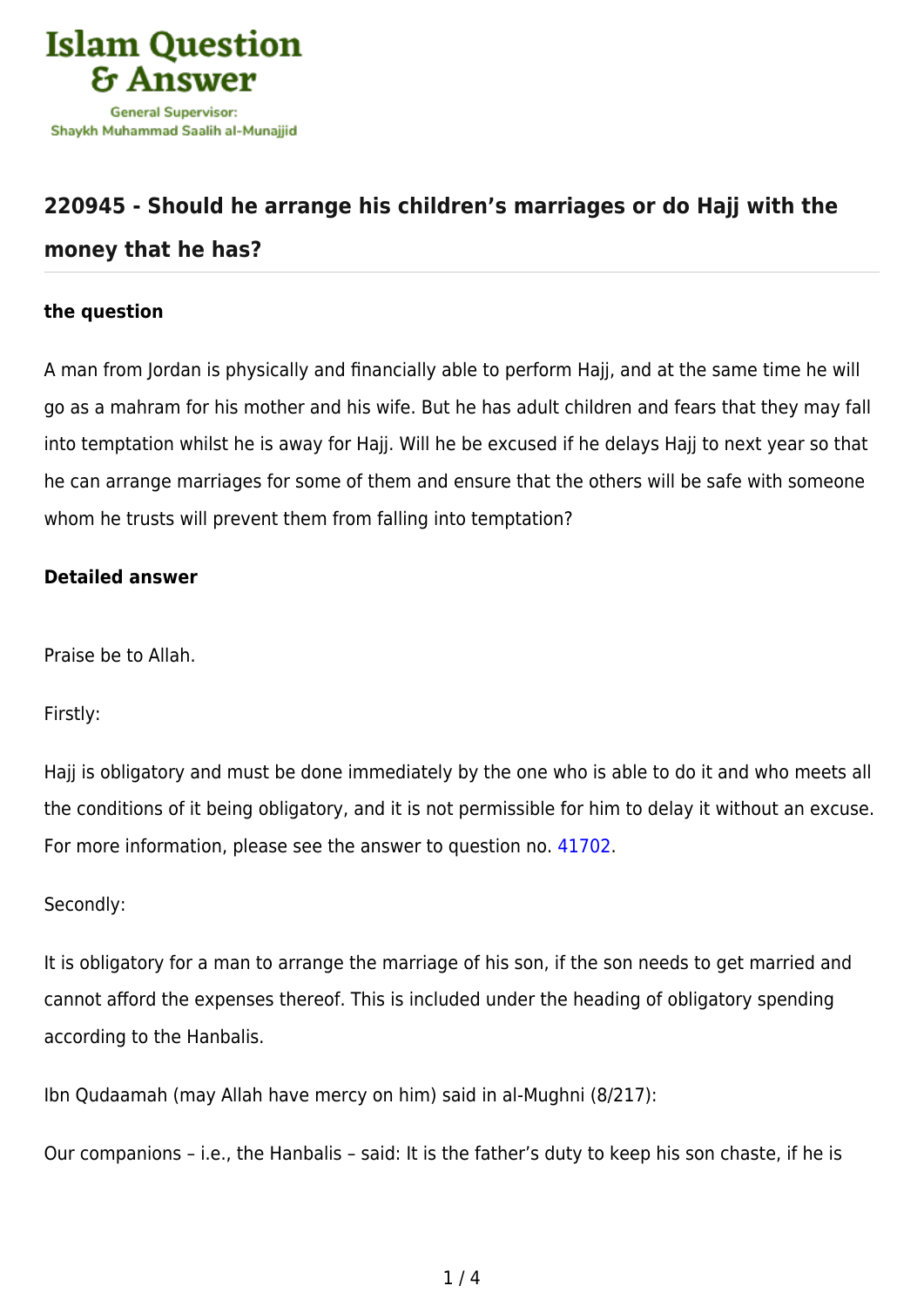Islam Question & Answer

General Supervisor: Shaykh Muhammad Saalih al-Munajjid

## 220945 - Should he arrange his children's marriages or do Hajj with the money that he has?

### the question

A man from Jordan is physically and financially able to perform Hajj, and at the same time he will go as a mahram for his mother and his wife. But he has adult children and fears that they may fall into temptation whilst he is away for Hajj. Will he be excused if he delays Hajj to next year so that he can arrange marriages for some of them and ensure that the others will be safe with someone whom he trusts will prevent them from falling into temptation?

### Detailed answer

Praise be to Allah.

Firstly:

Hajj is obligatory and must be done immediately by the one who is able to do it and who meets all the conditions of it being obligatory, and it is not permissible for him to delay it without an excuse. For more information, please see the answer to question no. 41702.

Secondly:

It is obligatory for a man to arrange the marriage of his son, if the son needs to get married and cannot afford the expenses thereof. This is included under the heading of obligatory spending according to the Hanbalis.

Ibn Qudaamah (may Allah have mercy on him) said in al-Mughni (8/217):

Our companions – i.e., the Hanbalis – said: It is the father's duty to keep his son chaste, if he is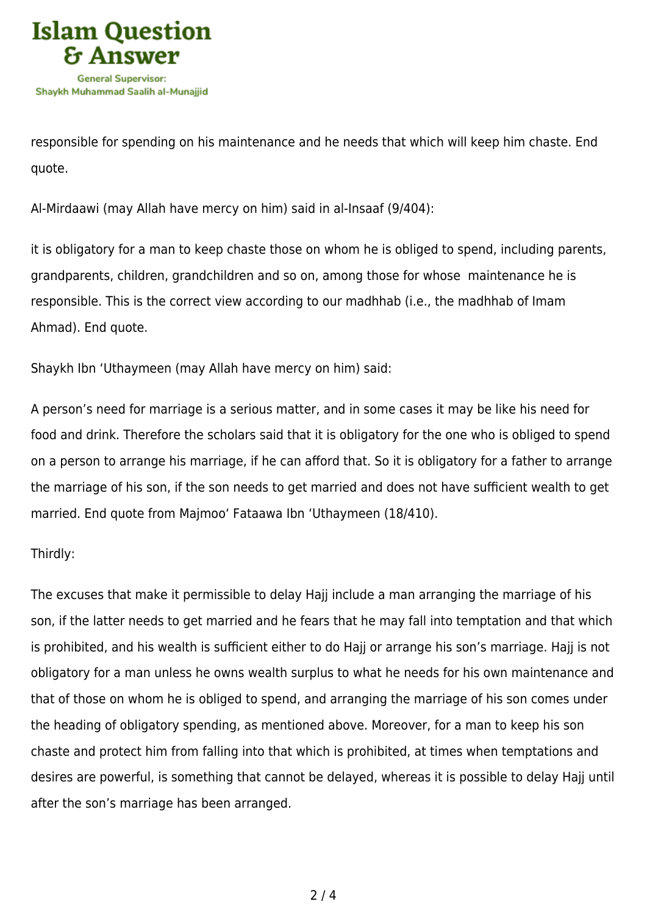responsible for spending on his maintenance and he needs that which will keep him chaste. End quote.

Al-Mirdaawi (may Allah have mercy on him) said in al-Insaaf (9/404):

it is obligatory for a man to keep chaste those on whom he is obliged to spend, including parents, grandparents, children, grandchildren and so on, among those for whose maintenance he is responsible. This is the correct view according to our madhhab (i.e., the madhhab of Imam Ahmad). End quote.

Shaykh Ibn 'Uthaymeen (may Allah have mercy on him) said:

A person's need for marriage is a serious matter, and in some cases it may be like his need for food and drink. Therefore the scholars said that it is obligatory for the one who is obliged to spend on a person to arrange his marriage, if he can afford that. So it is obligatory for a father to arrange the marriage of his son, if the son needs to get married and does not have sufficient wealth to get married. End quote from Majmoo' Fataawa Ibn 'Uthaymeen (18/410).

Thirdly:

The excuses that make it permissible to delay Hajj include a man arranging the marriage of his son, if the latter needs to get married and he fears that he may fall into temptation and that which is prohibited, and his wealth is sufficient either to do Hajj or arrange his son's marriage. Hajj is not obligatory for a man unless he owns wealth surplus to what he needs for his own maintenance and that of those on whom he is obliged to spend, and arranging the marriage of his son comes under the heading of obligatory spending, as mentioned above. Moreover, for a man to keep his son chaste and protect him from falling into that which is prohibited, at times when temptations and desires are powerful, is something that cannot be delayed, whereas it is possible to delay Hajj until after the son's marriage has been arranged.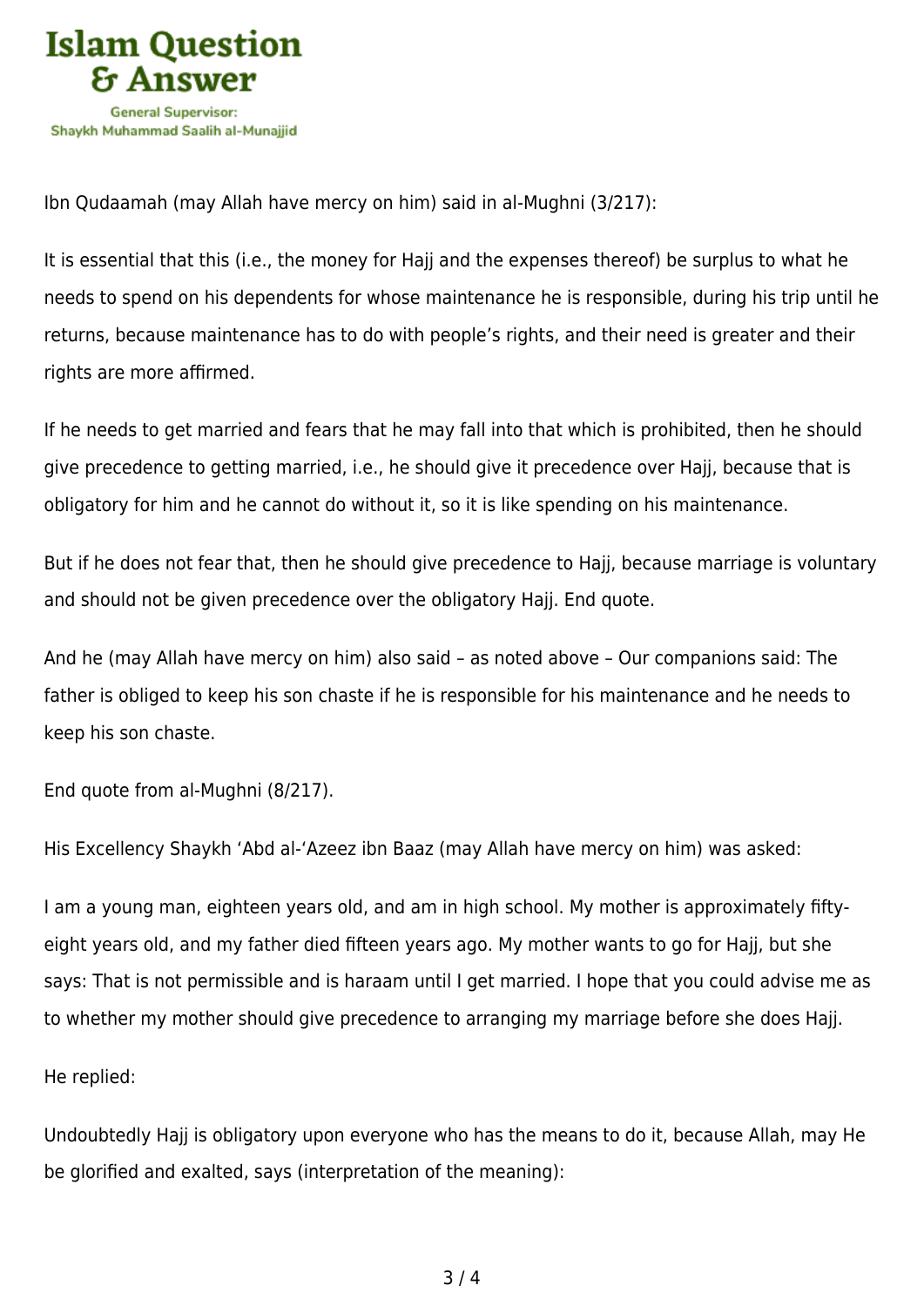Ibn Qudaamah (may Allah have mercy on him) said in al-Mughni (3/217):

It is essential that this (i.e., the money for Hajj and the expenses thereof) be surplus to what he needs to spend on his dependents for whose maintenance he is responsible, during his trip until he returns, because maintenance has to do with people's rights, and their need is greater and their rights are more affirmed.

If he needs to get married and fears that he may fall into that which is prohibited, then he should give precedence to getting married, i.e., he should give it precedence over Hajj, because that is obligatory for him and he cannot do without it, so it is like spending on his maintenance.

But if he does not fear that, then he should give precedence to Hajj, because marriage is voluntary and should not be given precedence over the obligatory Hajj. End quote.

And he (may Allah have mercy on him) also said – as noted above – Our companions said: The father is obliged to keep his son chaste if he is responsible for his maintenance and he needs to keep his son chaste.

End quote from al-Mughni (8/217).

His Excellency Shaykh 'Abd al-'Azeez ibn Baaz (may Allah have mercy on him) was asked:

I am a young man, eighteen years old, and am in high school. My mother is approximately fifty-eight years old, and my father died fifteen years ago. My mother wants to go for Hajj, but she says: That is not permissible and is haraam until I get married. I hope that you could advise me as to whether my mother should give precedence to arranging my marriage before she does Hajj.

He replied:

Undoubtedly Hajj is obligatory upon everyone who has the means to do it, because Allah, may He be glorified and exalted, says (interpretation of the meaning):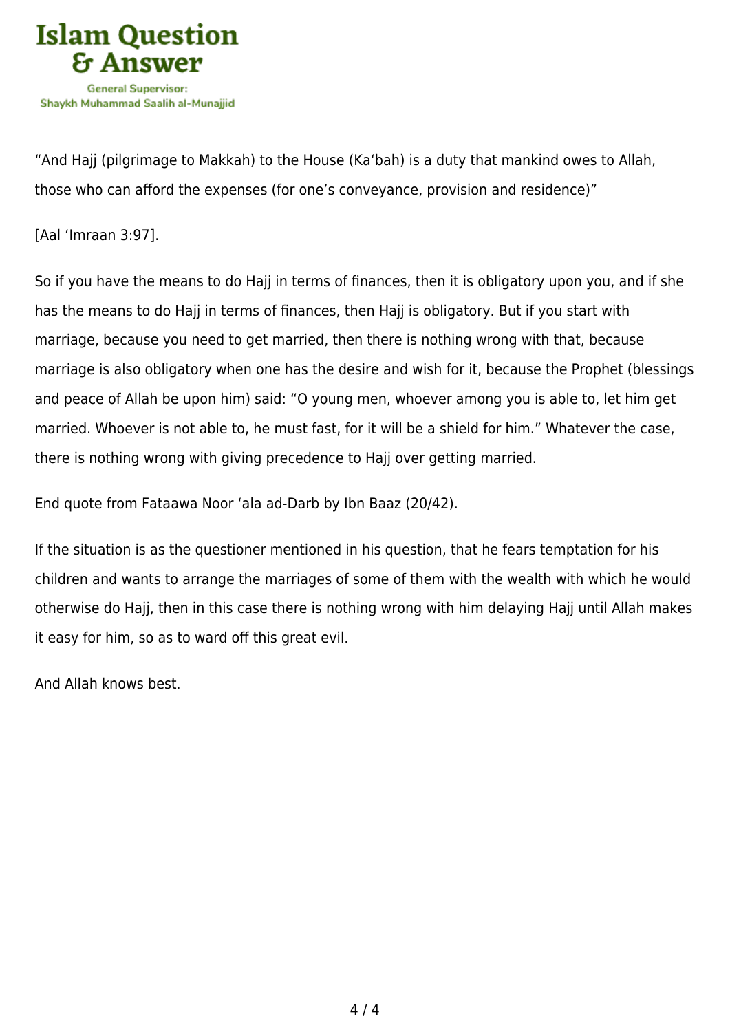“And Hajj (pilgrimage to Makkah) to the House (Ka‘bah) is a duty that mankind owes to Allah, those who can afford the expenses (for one’s conveyance, provision and residence)”

[Aal ‘Imraan 3:97].

So if you have the means to do Hajj in terms of finances, then it is obligatory upon you, and if she has the means to do Hajj in terms of finances, then Hajj is obligatory. But if you start with marriage, because you need to get married, then there is nothing wrong with that, because marriage is also obligatory when one has the desire and wish for it, because the Prophet (blessings and peace of Allah be upon him) said: “O young men, whoever among you is able to, let him get married. Whoever is not able to, he must fast, for it will be a shield for him.” Whatever the case, there is nothing wrong with giving precedence to Hajj over getting married.

End quote from Fataawa Noor ‘ala ad-Darb by Ibn Baaz (20/42).

If the situation is as the questioner mentioned in his question, that he fears temptation for his children and wants to arrange the marriages of some of them with the wealth with which he would otherwise do Hajj, then in this case there is nothing wrong with him delaying Hajj until Allah makes it easy for him, so as to ward off this great evil.

And Allah knows best.